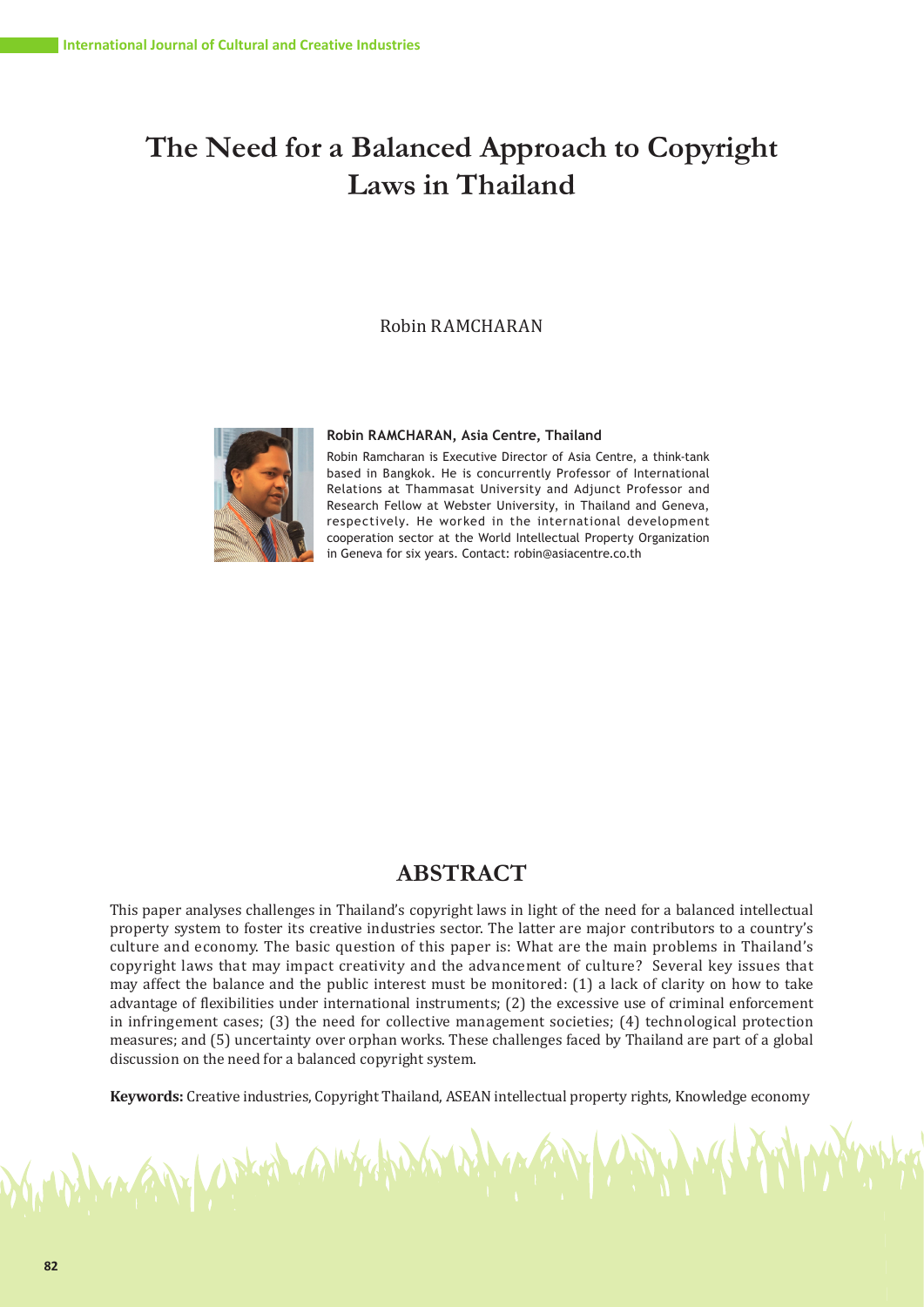# The Need for a Balanced Approach to Copyright Laws in Thailand

Robin RAMCHARAN

**Robin RAMCHARAN, Asia Centre, Thailand**

Robin Ramcharan is Executive Director of Asia Centre, a think-tank based in Bangkok. He is concurrently Professor of International Relations at Thammasat University and Adjunct Professor and Research Fellow at Webster University, in Thailand and Geneva, respectively. He worked in the international development cooperation sector at the World Intellectual Property Organization in Geneva for six years. Contact: robin@asiacentre.co.th

## ABSTRACT

This paper analyses challenges in Thailand's copyright laws in light of the need for a balanced intellectual property system to foster its creative industries sector. The latter are major contributors to a country's culture and economy. The basic question of this paper is: What are the main problems in Thailand's copyright laws that may impact creativity and the advancement of culture? Several key issues that may affect the balance and the public interest must be monitored: (1) a lack of clarity on how to take advantage of flexibilities under international instruments; (2) the excessive use of criminal enforcement in infringement cases; (3) the need for collective management societies; (4) technological protection measures; and (5) uncertainty over orphan works. These challenges faced by Thailand are part of a global discussion on the need for a balanced copyright system.

**Keywords:** Creative industries, Copyright Thailand, ASEAN intellectual property rights, Knowledge economy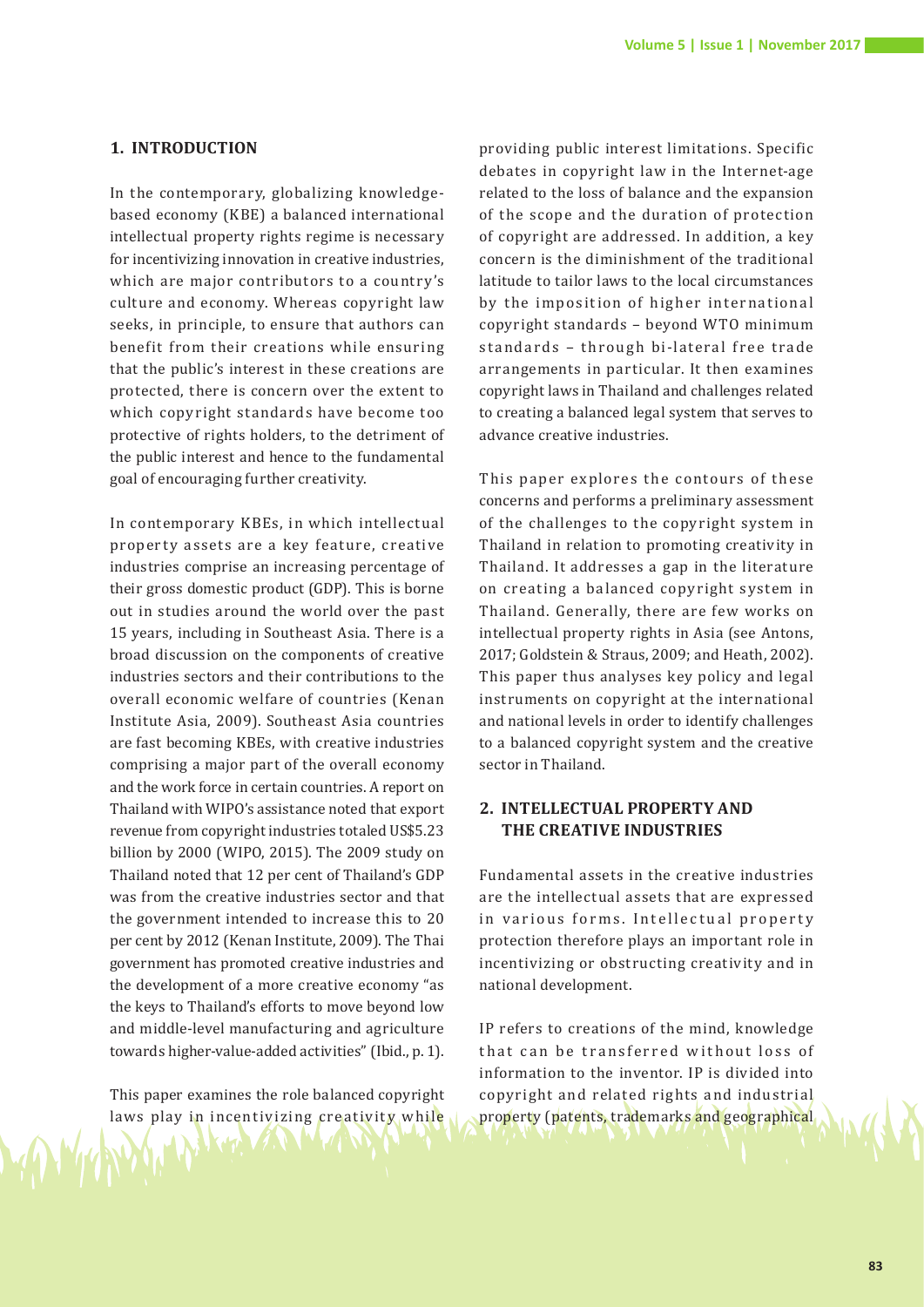## 1. INTRODUCTION

In the contemporary, globalizing knowledge-based economy (KBE) a balanced international intellectual property rights regime is necessary for incentivizing innovation in creative industries, which are major contributors to a country's culture and economy. Whereas copyright law seeks, in principle, to ensure that authors can benefit from their creations while ensuring that the public's interest in these creations are protected, there is concern over the extent to which copyright standards have become too protective of rights holders, to the detriment of the public interest and hence to the fundamental goal of encouraging further creativity.

In contemporary KBEs, in which intellectual property assets are a key feature, creative industries comprise an increasing percentage of their gross domestic product (GDP). This is borne out in studies around the world over the past 15 years, including in Southeast Asia. There is a broad discussion on the components of creative industries sectors and their contributions to the overall economic welfare of countries (Kenan Institute Asia, 2009). Southeast Asia countries are fast becoming KBEs, with creative industries comprising a major part of the overall economy and the work force in certain countries. A report on Thailand with WIPO's assistance noted that export revenue from copyright industries totaled US$5.23 billion by 2000 (WIPO, 2015). The 2009 study on Thailand noted that 12 per cent of Thailand's GDP was from the creative industries sector and that the government intended to increase this to 20 per cent by 2012 (Kenan Institute, 2009). The Thai government has promoted creative industries and the development of a more creative economy "as the keys to Thailand's efforts to move beyond low and middle-level manufacturing and agriculture towards higher-value-added activities" (Ibid., p. 1).

This paper examines the role balanced copyright laws play in incentivizing creativity while providing public interest limitations. Specific debates in copyright law in the Internet-age related to the loss of balance and the expansion of the scope and the duration of protection of copyright are addressed. In addition, a key concern is the diminishment of the traditional latitude to tailor laws to the local circumstances by the imposition of higher international copyright standards – beyond WTO minimum standards – through bi-lateral free trade arrangements in particular. It then examines copyright laws in Thailand and challenges related to creating a balanced legal system that serves to advance creative industries.

This paper explores the contours of these concerns and performs a preliminary assessment of the challenges to the copyright system in Thailand in relation to promoting creativity in Thailand. It addresses a gap in the literature on creating a balanced copyright system in Thailand. Generally, there are few works on intellectual property rights in Asia (see Antons, 2017; Goldstein & Straus, 2009; and Heath, 2002). This paper thus analyses key policy and legal instruments on copyright at the international and national levels in order to identify challenges to a balanced copyright system and the creative sector in Thailand.

## 2. INTELLECTUAL PROPERTY AND THE CREATIVE INDUSTRIES

Fundamental assets in the creative industries are the intellectual assets that are expressed in various forms. Intellectual property protection therefore plays an important role in incentivizing or obstructing creativity and in national development.

IP refers to creations of the mind, knowledge that can be transferred without loss of information to the inventor. IP is divided into copyright and related rights and industrial property (patents, trademarks and geographical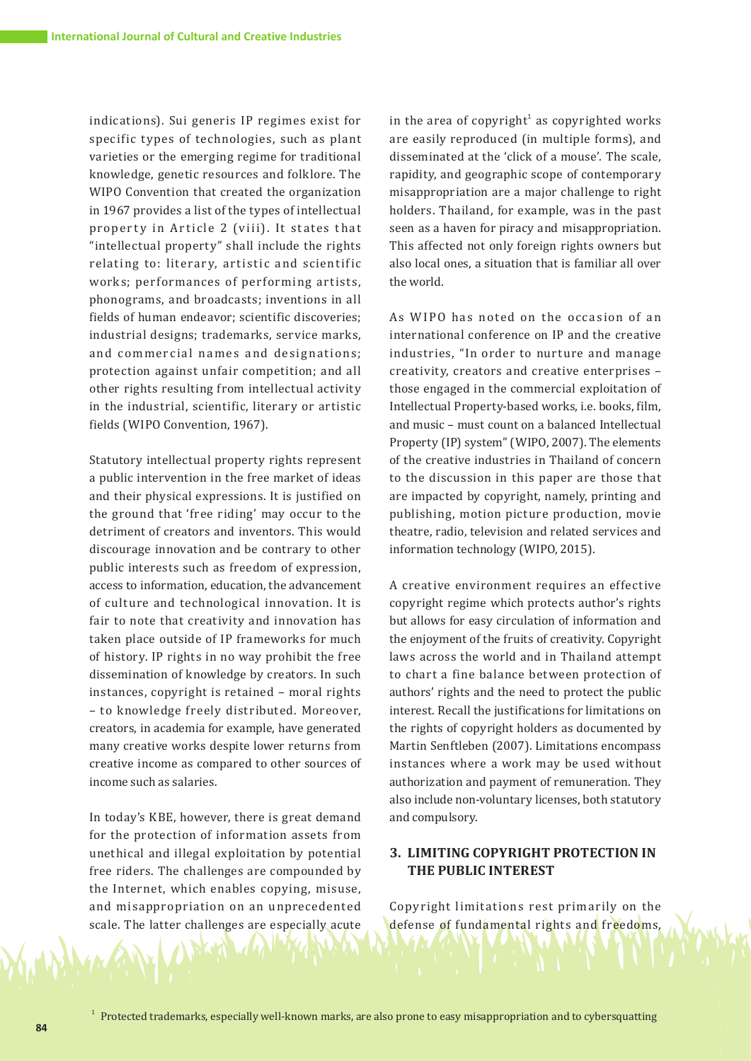indications). Sui generis IP regimes exist for specific types of technologies, such as plant varieties or the emerging regime for traditional knowledge, genetic resources and folklore. The WIPO Convention that created the organization in 1967 provides a list of the types of intellectual property in Article 2 (viii). It states that "intellectual property" shall include the rights relating to: literary, artistic and scientific works; performances of performing artists, phonograms, and broadcasts; inventions in all fields of human endeavor; scientific discoveries; industrial designs; trademarks, service marks, and commercial names and designations; protection against unfair competition; and all other rights resulting from intellectual activity in the industrial, scientific, literary or artistic fields (WIPO Convention, 1967).

Statutory intellectual property rights represent a public intervention in the free market of ideas and their physical expressions. It is justified on the ground that 'free riding' may occur to the detriment of creators and inventors. This would discourage innovation and be contrary to other public interests such as freedom of expression, access to information, education, the advancement of culture and technological innovation. It is fair to note that creativity and innovation has taken place outside of IP frameworks for much of history. IP rights in no way prohibit the free dissemination of knowledge by creators. In such instances, copyright is retained – moral rights – to knowledge freely distributed. Moreover, creators, in academia for example, have generated many creative works despite lower returns from creative income as compared to other sources of income such as salaries.

In today's KBE, however, there is great demand for the protection of information assets from unethical and illegal exploitation by potential free riders. The challenges are compounded by the Internet, which enables copying, misuse, and misappropriation on an unprecedented scale. The latter challenges are especially acute in the area of copyright[1] as copyrighted works are easily reproduced (in multiple forms), and disseminated at the 'click of a mouse'. The scale, rapidity, and geographic scope of contemporary misappropriation are a major challenge to right holders. Thailand, for example, was in the past seen as a haven for piracy and misappropriation. This affected not only foreign rights owners but also local ones, a situation that is familiar all over the world.

As WIPO has noted on the occasion of an international conference on IP and the creative industries, "In order to nurture and manage creativity, creators and creative enterprises – those engaged in the commercial exploitation of Intellectual Property-based works, i.e. books, film, and music – must count on a balanced Intellectual Property (IP) system" (WIPO, 2007). The elements of the creative industries in Thailand of concern to the discussion in this paper are those that are impacted by copyright, namely, printing and publishing, motion picture production, movie theatre, radio, television and related services and information technology (WIPO, 2015).

A creative environment requires an effective copyright regime which protects author's rights but allows for easy circulation of information and the enjoyment of the fruits of creativity. Copyright laws across the world and in Thailand attempt to chart a fine balance between protection of authors' rights and the need to protect the public interest. Recall the justifications for limitations on the rights of copyright holders as documented by Martin Senftleben (2007). Limitations encompass instances where a work may be used without authorization and payment of remuneration. They also include non-voluntary licenses, both statutory and compulsory.

## 3. LIMITING COPYRIGHT PROTECTION IN THE PUBLIC INTEREST

Copyright limitations rest primarily on the defense of fundamental rights and freedoms,

[1] Protected trademarks, especially well-known marks, are also prone to easy misappropriation and to cybersquatting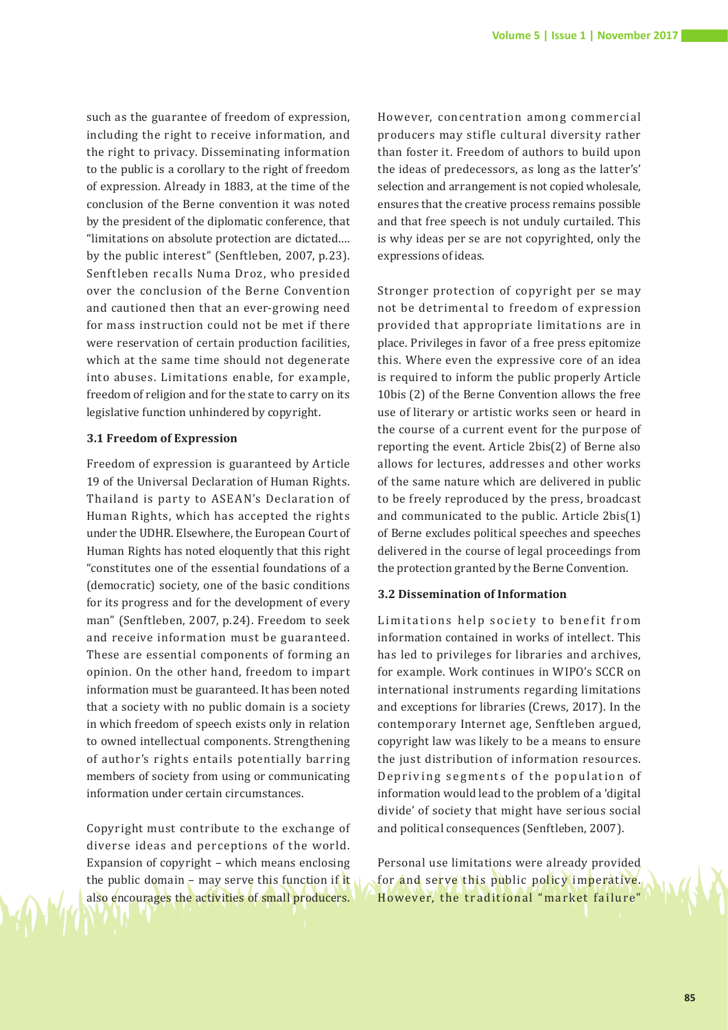such as the guarantee of freedom of expression, including the right to receive information, and the right to privacy. Disseminating information to the public is a corollary to the right of freedom of expression. Already in 1883, at the time of the conclusion of the Berne convention it was noted by the president of the diplomatic conference, that "limitations on absolute protection are dictated…. by the public interest" (Senftleben, 2007, p.23). Senftleben recalls Numa Droz, who presided over the conclusion of the Berne Convention and cautioned then that an ever-growing need for mass instruction could not be met if there were reservation of certain production facilities, which at the same time should not degenerate into abuses. Limitations enable, for example, freedom of religion and for the state to carry on its legislative function unhindered by copyright.

### 3.1 Freedom of Expression

Freedom of expression is guaranteed by Article 19 of the Universal Declaration of Human Rights. Thailand is party to ASEAN's Declaration of Human Rights, which has accepted the rights under the UDHR. Elsewhere, the European Court of Human Rights has noted eloquently that this right "constitutes one of the essential foundations of a (democratic) society, one of the basic conditions for its progress and for the development of every man" (Senftleben, 2007, p.24). Freedom to seek and receive information must be guaranteed. These are essential components of forming an opinion. On the other hand, freedom to impart information must be guaranteed. It has been noted that a society with no public domain is a society in which freedom of speech exists only in relation to owned intellectual components. Strengthening of author's rights entails potentially barring members of society from using or communicating information under certain circumstances.

Copyright must contribute to the exchange of diverse ideas and perceptions of the world. Expansion of copyright – which means enclosing the public domain – may serve this function if it also encourages the activities of small producers. However, concentration among commercial producers may stifle cultural diversity rather than foster it. Freedom of authors to build upon the ideas of predecessors, as long as the latter's' selection and arrangement is not copied wholesale, ensures that the creative process remains possible and that free speech is not unduly curtailed. This is why ideas per se are not copyrighted, only the expressions of ideas.

Stronger protection of copyright per se may not be detrimental to freedom of expression provided that appropriate limitations are in place. Privileges in favor of a free press epitomize this. Where even the expressive core of an idea is required to inform the public properly Article 10bis (2) of the Berne Convention allows the free use of literary or artistic works seen or heard in the course of a current event for the purpose of reporting the event. Article 2bis(2) of Berne also allows for lectures, addresses and other works of the same nature which are delivered in public to be freely reproduced by the press, broadcast and communicated to the public. Article 2bis(1) of Berne excludes political speeches and speeches delivered in the course of legal proceedings from the protection granted by the Berne Convention.

### 3.2 Dissemination of Information

Limitations help society to benefit from information contained in works of intellect. This has led to privileges for libraries and archives, for example. Work continues in WIPO's SCCR on international instruments regarding limitations and exceptions for libraries (Crews, 2017). In the contemporary Internet age, Senftleben argued, copyright law was likely to be a means to ensure the just distribution of information resources. Depriving segments of the population of information would lead to the problem of a 'digital divide' of society that might have serious social and political consequences (Senftleben, 2007).

Personal use limitations were already provided for and serve this public policy imperative. However, the traditional "market failure"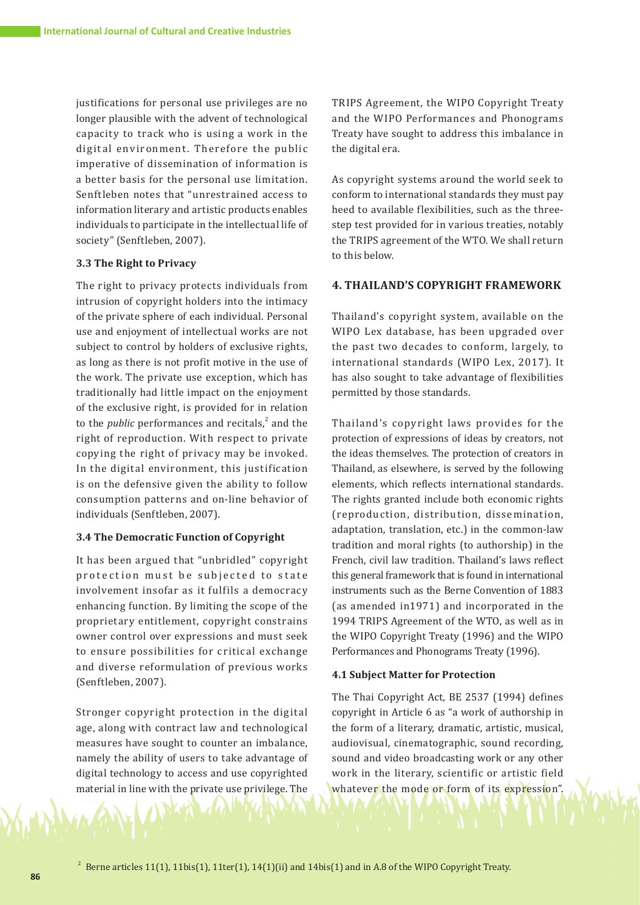justifications for personal use privileges are no longer plausible with the advent of technological capacity to track who is using a work in the digital environment. Therefore the public imperative of dissemination of information is a better basis for the personal use limitation. Senftleben notes that "unrestrained access to information literary and artistic products enables individuals to participate in the intellectual life of society" (Senftleben, 2007).

### 3.3 The Right to Privacy

The right to privacy protects individuals from intrusion of copyright holders into the intimacy of the private sphere of each individual. Personal use and enjoyment of intellectual works are not subject to control by holders of exclusive rights, as long as there is not profit motive in the use of the work. The private use exception, which has traditionally had little impact on the enjoyment of the exclusive right, is provided for in relation to the *public* performances and recitals,[2] and the right of reproduction. With respect to private copying the right of privacy may be invoked. In the digital environment, this justification is on the defensive given the ability to follow consumption patterns and on-line behavior of individuals (Senftleben, 2007).

### 3.4 The Democratic Function of Copyright

It has been argued that "unbridled" copyright protection must be subjected to state involvement insofar as it fulfils a democracy enhancing function. By limiting the scope of the proprietary entitlement, copyright constrains owner control over expressions and must seek to ensure possibilities for critical exchange and diverse reformulation of previous works (Senftleben, 2007).

Stronger copyright protection in the digital age, along with contract law and technological measures have sought to counter an imbalance, namely the ability of users to take advantage of digital technology to access and use copyrighted material in line with the private use privilege. The TRIPS Agreement, the WIPO Copyright Treaty and the WIPO Performances and Phonograms Treaty have sought to address this imbalance in the digital era.

As copyright systems around the world seek to conform to international standards they must pay heed to available flexibilities, such as the three-step test provided for in various treaties, notably the TRIPS agreement of the WTO. We shall return to this below.

## 4. THAILAND'S COPYRIGHT FRAMEWORK

Thailand's copyright system, available on the WIPO Lex database, has been upgraded over the past two decades to conform, largely, to international standards (WIPO Lex, 2017). It has also sought to take advantage of flexibilities permitted by those standards.

Thailand's copyright laws provides for the protection of expressions of ideas by creators, not the ideas themselves. The protection of creators in Thailand, as elsewhere, is served by the following elements, which reflects international standards. The rights granted include both economic rights (reproduction, distribution, dissemination, adaptation, translation, etc.) in the common-law tradition and moral rights (to authorship) in the French, civil law tradition. Thailand's laws reflect this general framework that is found in international instruments such as the Berne Convention of 1883 (as amended in1971) and incorporated in the 1994 TRIPS Agreement of the WTO, as well as in the WIPO Copyright Treaty (1996) and the WIPO Performances and Phonograms Treaty (1996).

### 4.1 Subject Matter for Protection

The Thai Copyright Act, BE 2537 (1994) defines copyright in Article 6 as "a work of authorship in the form of a literary, dramatic, artistic, musical, audiovisual, cinematographic, sound recording, sound and video broadcasting work or any other work in the literary, scientific or artistic field whatever the mode or form of its expression".

[2] Berne articles 11(1), 11bis(1), 11ter(1), 14(1)(ii) and 14bis(1) and in A.8 of the WIPO Copyright Treaty.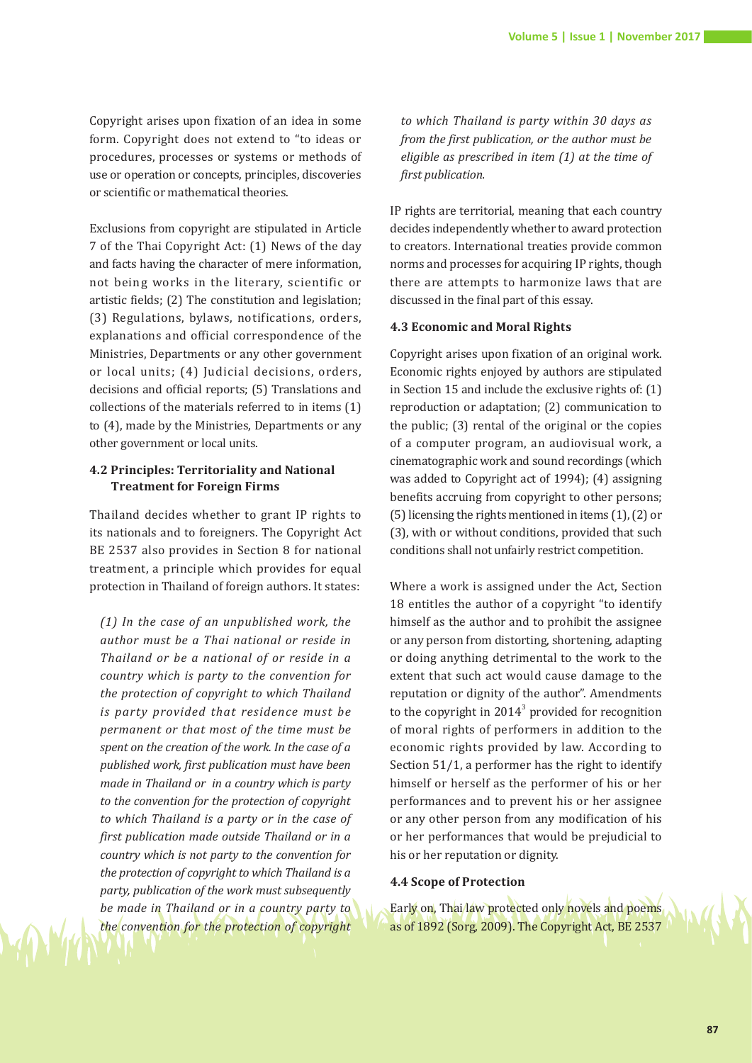Copyright arises upon fixation of an idea in some form. Copyright does not extend to "to ideas or procedures, processes or systems or methods of use or operation or concepts, principles, discoveries or scientific or mathematical theories.

Exclusions from copyright are stipulated in Article 7 of the Thai Copyright Act: (1) News of the day and facts having the character of mere information, not being works in the literary, scientific or artistic fields; (2) The constitution and legislation; (3) Regulations, bylaws, notifications, orders, explanations and official correspondence of the Ministries, Departments or any other government or local units; (4) Judicial decisions, orders, decisions and official reports; (5) Translations and collections of the materials referred to in items (1) to (4), made by the Ministries, Departments or any other government or local units.

### 4.2 Principles: Territoriality and National Treatment for Foreign Firms

Thailand decides whether to grant IP rights to its nationals and to foreigners. The Copyright Act BE 2537 also provides in Section 8 for national treatment, a principle which provides for equal protection in Thailand of foreign authors. It states:

> *(1) In the case of an unpublished work, the author must be a Thai national or reside in Thailand or be a national of or reside in a country which is party to the convention for the protection of copyright to which Thailand is party provided that residence must be permanent or that most of the time must be spent on the creation of the work. In the case of a published work, first publication must have been made in Thailand or in a country which is party to the convention for the protection of copyright to which Thailand is a party or in the case of first publication made outside Thailand or in a country which is not party to the convention for the protection of copyright to which Thailand is a party, publication of the work must subsequently be made in Thailand or in a country party to the convention for the protection of copyright to which Thailand is party within 30 days as from the first publication, or the author must be eligible as prescribed in item (1) at the time of first publication.*

IP rights are territorial, meaning that each country decides independently whether to award protection to creators. International treaties provide common norms and processes for acquiring IP rights, though there are attempts to harmonize laws that are discussed in the final part of this essay.

### 4.3 Economic and Moral Rights

Copyright arises upon fixation of an original work. Economic rights enjoyed by authors are stipulated in Section 15 and include the exclusive rights of: (1) reproduction or adaptation; (2) communication to the public; (3) rental of the original or the copies of a computer program, an audiovisual work, a cinematographic work and sound recordings (which was added to Copyright act of 1994); (4) assigning benefits accruing from copyright to other persons; (5) licensing the rights mentioned in items (1), (2) or (3), with or without conditions, provided that such conditions shall not unfairly restrict competition.

Where a work is assigned under the Act, Section 18 entitles the author of a copyright "to identify himself as the author and to prohibit the assignee or any person from distorting, shortening, adapting or doing anything detrimental to the work to the extent that such act would cause damage to the reputation or dignity of the author". Amendments to the copyright in 2014[3] provided for recognition of moral rights of performers in addition to the economic rights provided by law. According to Section 51/1, a performer has the right to identify himself or herself as the performer of his or her performances and to prevent his or her assignee or any other person from any modification of his or her performances that would be prejudicial to his or her reputation or dignity.

### 4.4 Scope of Protection

Early on, Thai law protected only novels and poems as of 1892 (Sorg, 2009). The Copyright Act, BE 2537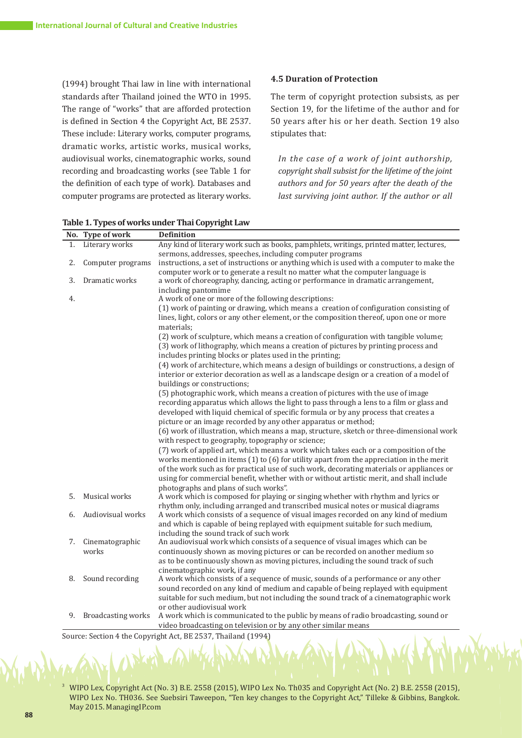(1994) brought Thai law in line with international standards after Thailand joined the WTO in 1995. The range of "works" that are afforded protection is defined in Section 4 the Copyright Act, BE 2537. These include: Literary works, computer programs, dramatic works, artistic works, musical works, audiovisual works, cinematographic works, sound recording and broadcasting works (see Table 1 for the definition of each type of work). Databases and computer programs are protected as literary works.

### 4.5 Duration of Protection

The term of copyright protection subsists, as per Section 19, for the lifetime of the author and for 50 years after his or her death. Section 19 also stipulates that:

*In the case of a work of joint authorship, copyright shall subsist for the lifetime of the joint authors and for 50 years after the death of the last surviving joint author. If the author or all*

**Table 1. Types of works under Thai Copyright Law**

| No. | Type of work | Definition |
|---|---|---|
| 1. | Literary works | Any kind of literary work such as books, pamphlets, writings, printed matter, lectures, sermons, addresses, speeches, including computer programs |
| 2. | Computer programs | instructions, a set of instructions or anything which is used with a computer to make the computer work or to generate a result no matter what the computer language is |
| 3. | Dramatic works | a work of choreography, dancing, acting or performance in dramatic arrangement, including pantomime |
| 4. | | A work of one or more of the following descriptions: (1) work of painting or drawing, which means a creation of configuration consisting of lines, light, colors or any other element, or the composition thereof, upon one or more materials; (2) work of sculpture, which means a creation of configuration with tangible volume; (3) work of lithography, which means a creation of pictures by printing process and includes printing blocks or plates used in the printing; (4) work of architecture, which means a design of buildings or constructions, a design of interior or exterior decoration as well as a landscape design or a creation of a model of buildings or constructions; (5) photographic work, which means a creation of pictures with the use of image recording apparatus which allows the light to pass through a lens to a film or glass and developed with liquid chemical of specific formula or by any process that creates a picture or an image recorded by any other apparatus or method; (6) work of illustration, which means a map, structure, sketch or three-dimensional work with respect to geography, topography or science; (7) work of applied art, which means a work which takes each or a composition of the works mentioned in items (1) to (6) for utility apart from the appreciation in the merit of the work such as for practical use of such work, decorating materials or appliances or using for commercial benefit, whether with or without artistic merit, and shall include photographs and plans of such works". |
| 5. | Musical works | A work which is composed for playing or singing whether with rhythm and lyrics or rhythm only, including arranged and transcribed musical notes or musical diagrams |
| 6. | Audiovisual works | A work which consists of a sequence of visual images recorded on any kind of medium and which is capable of being replayed with equipment suitable for such medium, including the sound track of such work |
| 7. | Cinematographic works | An audiovisual work which consists of a sequence of visual images which can be continuously shown as moving pictures or can be recorded on another medium so as to be continuously shown as moving pictures, including the sound track of such cinematographic work, if any |
| 8. | Sound recording | A work which consists of a sequence of music, sounds of a performance or any other sound recorded on any kind of medium and capable of being replayed with equipment suitable for such medium, but not including the sound track of a cinematographic work or other audiovisual work |
| 9. | Broadcasting works | A work which is communicated to the public by means of radio broadcasting, sound or video broadcasting on television or by any other similar means |

Source: Section 4 the Copyright Act, BE 2537, Thailand (1994)

[3] WIPO Lex, Copyright Act (No. 3) B.E. 2558 (2015), WIPO Lex No. Th035 and Copyright Act (No. 2) B.E. 2558 (2015), WIPO Lex No. TH036. See Suebsiri Taweepon, "Ten key changes to the Copyright Act," Tilleke & Gibbins, Bangkok. May 2015. ManagingIP.com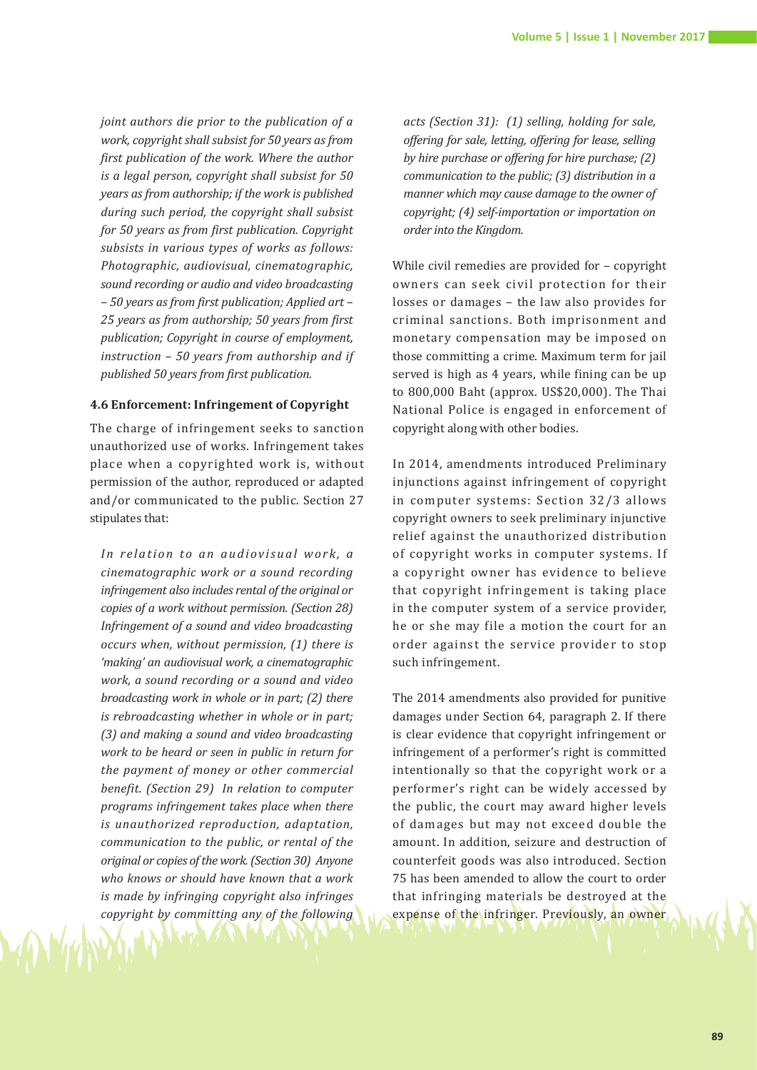*joint authors die prior to the publication of a work, copyright shall subsist for 50 years as from first publication of the work. Where the author is a legal person, copyright shall subsist for 50 years as from authorship; if the work is published during such period, the copyright shall subsist for 50 years as from first publication. Copyright subsists in various types of works as follows: Photographic, audiovisual, cinematographic, sound recording or audio and video broadcasting – 50 years as from first publication; Applied art – 25 years as from authorship; 50 years from first publication; Copyright in course of employment, instruction – 50 years from authorship and if published 50 years from first publication.*

### 4.6 Enforcement: Infringement of Copyright

The charge of infringement seeks to sanction unauthorized use of works. Infringement takes place when a copyrighted work is, without permission of the author, reproduced or adapted and/or communicated to the public. Section 27 stipulates that:

*In relation to an audiovisual work, a cinematographic work or a sound recording infringement also includes rental of the original or copies of a work without permission. (Section 28) Infringement of a sound and video broadcasting occurs when, without permission, (1) there is 'making' an audiovisual work, a cinematographic work, a sound recording or a sound and video broadcasting work in whole or in part; (2) there is rebroadcasting whether in whole or in part; (3) and making a sound and video broadcasting work to be heard or seen in public in return for the payment of money or other commercial benefit. (Section 29) In relation to computer programs infringement takes place when there is unauthorized reproduction, adaptation, communication to the public, or rental of the original or copies of the work. (Section 30) Anyone who knows or should have known that a work is made by infringing copyright also infringes copyright by committing any of the following acts (Section 31): (1) selling, holding for sale, offering for sale, letting, offering for lease, selling by hire purchase or offering for hire purchase; (2) communication to the public; (3) distribution in a manner which may cause damage to the owner of copyright; (4) self-importation or importation on order into the Kingdom.*

While civil remedies are provided for – copyright owners can seek civil protection for their losses or damages – the law also provides for criminal sanctions. Both imprisonment and monetary compensation may be imposed on those committing a crime. Maximum term for jail served is high as 4 years, while fining can be up to 800,000 Baht (approx. US$20,000). The Thai National Police is engaged in enforcement of copyright along with other bodies.

In 2014, amendments introduced Preliminary injunctions against infringement of copyright in computer systems: Section 32/3 allows copyright owners to seek preliminary injunctive relief against the unauthorized distribution of copyright works in computer systems. If a copyright owner has evidence to believe that copyright infringement is taking place in the computer system of a service provider, he or she may file a motion the court for an order against the service provider to stop such infringement.

The 2014 amendments also provided for punitive damages under Section 64, paragraph 2. If there is clear evidence that copyright infringement or infringement of a performer's right is committed intentionally so that the copyright work or a performer's right can be widely accessed by the public, the court may award higher levels of damages but may not exceed double the amount. In addition, seizure and destruction of counterfeit goods was also introduced. Section 75 has been amended to allow the court to order that infringing materials be destroyed at the expense of the infringer. Previously, an owner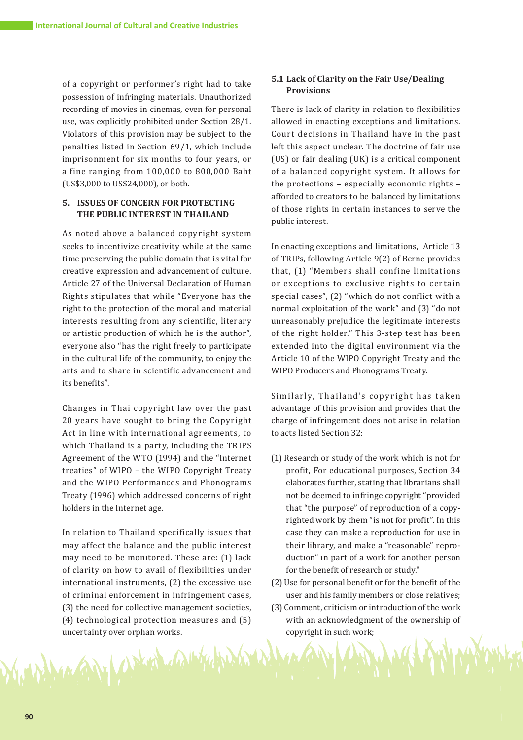of a copyright or performer's right had to take possession of infringing materials. Unauthorized recording of movies in cinemas, even for personal use, was explicitly prohibited under Section 28/1. Violators of this provision may be subject to the penalties listed in Section 69/1, which include imprisonment for six months to four years, or a fine ranging from 100,000 to 800,000 Baht (US$3,000 to US$24,000), or both.

## 5. ISSUES OF CONCERN FOR PROTECTING THE PUBLIC INTEREST IN THAILAND

As noted above a balanced copyright system seeks to incentivize creativity while at the same time preserving the public domain that is vital for creative expression and advancement of culture. Article 27 of the Universal Declaration of Human Rights stipulates that while "Everyone has the right to the protection of the moral and material interests resulting from any scientific, literary or artistic production of which he is the author", everyone also "has the right freely to participate in the cultural life of the community, to enjoy the arts and to share in scientific advancement and its benefits".

Changes in Thai copyright law over the past 20 years have sought to bring the Copyright Act in line with international agreements, to which Thailand is a party, including the TRIPS Agreement of the WTO (1994) and the "Internet treaties" of WIPO – the WIPO Copyright Treaty and the WIPO Performances and Phonograms Treaty (1996) which addressed concerns of right holders in the Internet age.

In relation to Thailand specifically issues that may affect the balance and the public interest may need to be monitored. These are: (1) lack of clarity on how to avail of flexibilities under international instruments, (2) the excessive use of criminal enforcement in infringement cases, (3) the need for collective management societies, (4) technological protection measures and (5) uncertainty over orphan works.

### 5.1 Lack of Clarity on the Fair Use/Dealing Provisions

There is lack of clarity in relation to flexibilities allowed in enacting exceptions and limitations. Court decisions in Thailand have in the past left this aspect unclear. The doctrine of fair use (US) or fair dealing (UK) is a critical component of a balanced copyright system. It allows for the protections – especially economic rights – afforded to creators to be balanced by limitations of those rights in certain instances to serve the public interest.

In enacting exceptions and limitations, Article 13 of TRIPs, following Article 9(2) of Berne provides that, (1) "Members shall confine limitations or exceptions to exclusive rights to certain special cases", (2) "which do not conflict with a normal exploitation of the work" and (3) "do not unreasonably prejudice the legitimate interests of the right holder." This 3-step test has been extended into the digital environment via the Article 10 of the WIPO Copyright Treaty and the WIPO Producers and Phonograms Treaty.

Similarly, Thailand's copyright has taken advantage of this provision and provides that the charge of infringement does not arise in relation to acts listed Section 32:

(1) Research or study of the work which is not for profit, For educational purposes, Section 34 elaborates further, stating that librarians shall not be deemed to infringe copyright "provided that "the purpose" of reproduction of a copyrighted work by them "is not for profit". In this case they can make a reproduction for use in their library, and make a "reasonable" reproduction" in part of a work for another person for the benefit of research or study."

(2) Use for personal benefit or for the benefit of the user and his family members or close relatives;

(3) Comment, criticism or introduction of the work with an acknowledgment of the ownership of copyright in such work;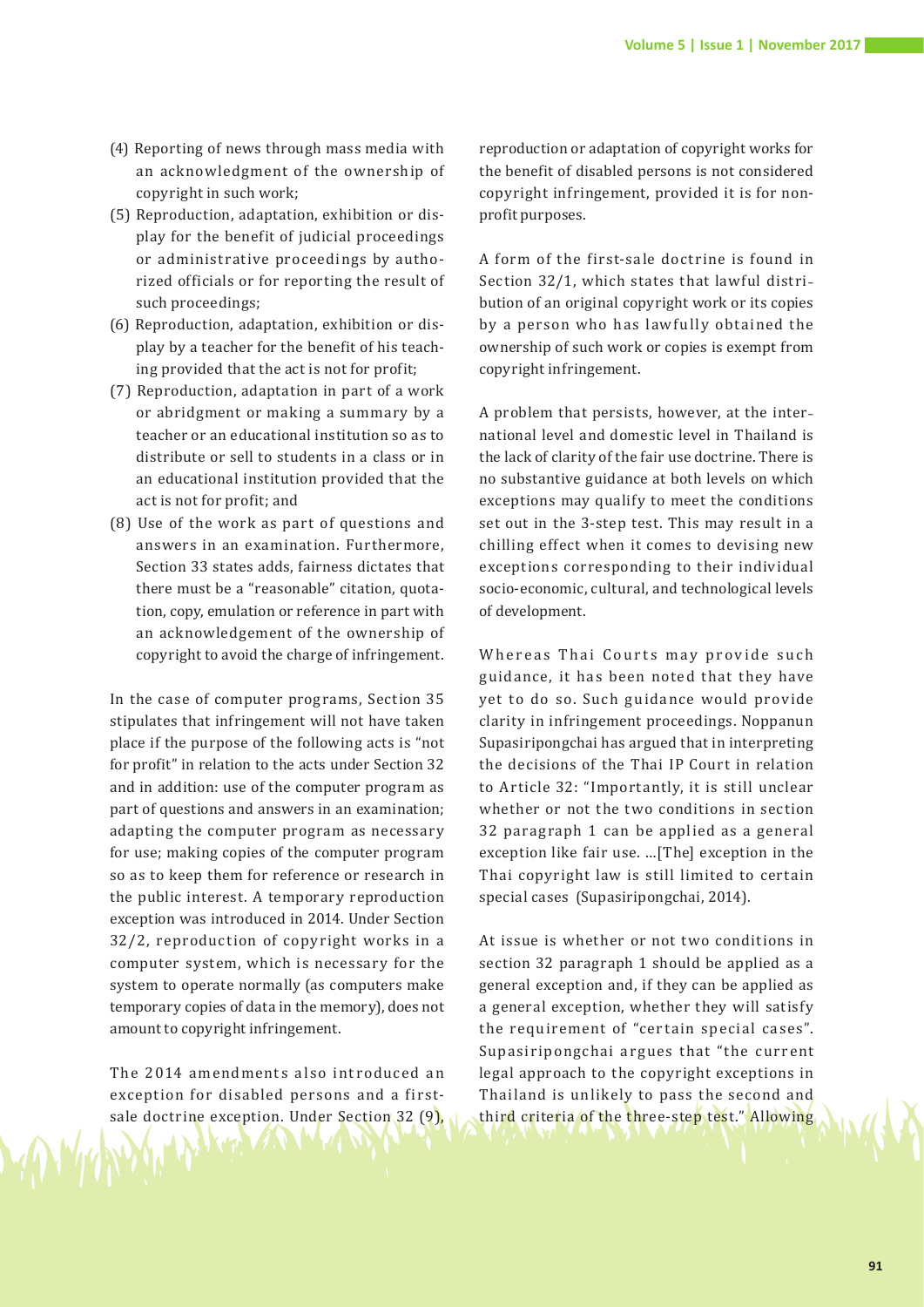(4) Reporting of news through mass media with an acknowledgment of the ownership of copyright in such work;
(5) Reproduction, adaptation, exhibition or display for the benefit of judicial proceedings or administrative proceedings by authorized officials or for reporting the result of such proceedings;
(6) Reproduction, adaptation, exhibition or display by a teacher for the benefit of his teaching provided that the act is not for profit;
(7) Reproduction, adaptation in part of a work or abridgment or making a summary by a teacher or an educational institution so as to distribute or sell to students in a class or in an educational institution provided that the act is not for profit; and
(8) Use of the work as part of questions and answers in an examination. Furthermore, Section 33 states adds, fairness dictates that there must be a "reasonable" citation, quotation, copy, emulation or reference in part with an acknowledgement of the ownership of copyright to avoid the charge of infringement.

In the case of computer programs, Section 35 stipulates that infringement will not have taken place if the purpose of the following acts is "not for profit" in relation to the acts under Section 32 and in addition: use of the computer program as part of questions and answers in an examination; adapting the computer program as necessary for use; making copies of the computer program so as to keep them for reference or research in the public interest. A temporary reproduction exception was introduced in 2014. Under Section 32/2, reproduction of copyright works in a computer system, which is necessary for the system to operate normally (as computers make temporary copies of data in the memory), does not amount to copyright infringement.

The 2014 amendments also introduced an exception for disabled persons and a first-sale doctrine exception. Under Section 32 (9), reproduction or adaptation of copyright works for the benefit of disabled persons is not considered copyright infringement, provided it is for non-profit purposes.

A form of the first-sale doctrine is found in Section 32/1, which states that lawful distribution of an original copyright work or its copies by a person who has lawfully obtained the ownership of such work or copies is exempt from copyright infringement.

A problem that persists, however, at the international level and domestic level in Thailand is the lack of clarity of the fair use doctrine. There is no substantive guidance at both levels on which exceptions may qualify to meet the conditions set out in the 3-step test. This may result in a chilling effect when it comes to devising new exceptions corresponding to their individual socio-economic, cultural, and technological levels of development.

Whereas Thai Courts may provide such guidance, it has been noted that they have yet to do so. Such guidance would provide clarity in infringement proceedings. Noppanun Supasiripongchai has argued that in interpreting the decisions of the Thai IP Court in relation to Article 32: "Importantly, it is still unclear whether or not the two conditions in section 32 paragraph 1 can be applied as a general exception like fair use. ...[The] exception in the Thai copyright law is still limited to certain special cases (Supasiripongchai, 2014).

At issue is whether or not two conditions in section 32 paragraph 1 should be applied as a general exception and, if they can be applied as a general exception, whether they will satisfy the requirement of "certain special cases". Supasiripongchai argues that "the current legal approach to the copyright exceptions in Thailand is unlikely to pass the second and third criteria of the three-step test." Allowing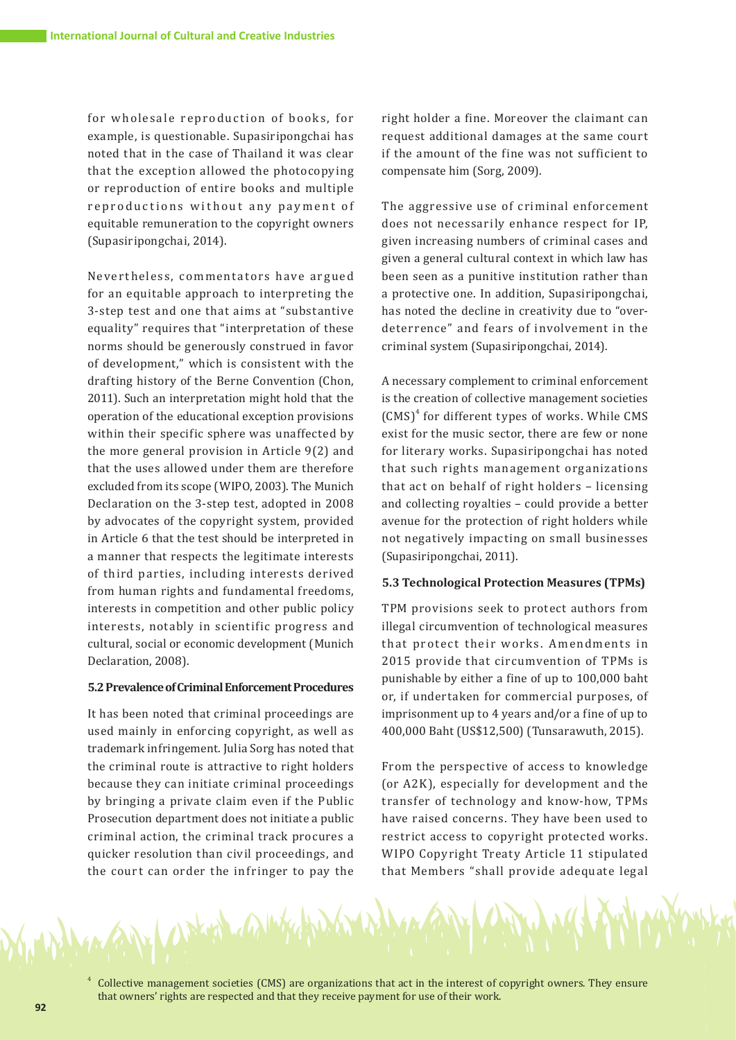for wholesale reproduction of books, for example, is questionable. Supasiripongchai has noted that in the case of Thailand it was clear that the exception allowed the photocopying or reproduction of entire books and multiple reproductions without any payment of equitable remuneration to the copyright owners (Supasiripongchai, 2014).

Nevertheless, commentators have argued for an equitable approach to interpreting the 3-step test and one that aims at "substantive equality" requires that "interpretation of these norms should be generously construed in favor of development," which is consistent with the drafting history of the Berne Convention (Chon, 2011). Such an interpretation might hold that the operation of the educational exception provisions within their specific sphere was unaffected by the more general provision in Article 9(2) and that the uses allowed under them are therefore excluded from its scope (WIPO, 2003). The Munich Declaration on the 3-step test, adopted in 2008 by advocates of the copyright system, provided in Article 6 that the test should be interpreted in a manner that respects the legitimate interests of third parties, including interests derived from human rights and fundamental freedoms, interests in competition and other public policy interests, notably in scientific progress and cultural, social or economic development (Munich Declaration, 2008).

### 5.2 Prevalence of Criminal Enforcement Procedures

It has been noted that criminal proceedings are used mainly in enforcing copyright, as well as trademark infringement. Julia Sorg has noted that the criminal route is attractive to right holders because they can initiate criminal proceedings by bringing a private claim even if the Public Prosecution department does not initiate a public criminal action, the criminal track procures a quicker resolution than civil proceedings, and the court can order the infringer to pay the right holder a fine. Moreover the claimant can request additional damages at the same court if the amount of the fine was not sufficient to compensate him (Sorg, 2009).

The aggressive use of criminal enforcement does not necessarily enhance respect for IP, given increasing numbers of criminal cases and given a general cultural context in which law has been seen as a punitive institution rather than a protective one. In addition, Supasiripongchai, has noted the decline in creativity due to "over-deterrence" and fears of involvement in the criminal system (Supasiripongchai, 2014).

A necessary complement to criminal enforcement is the creation of collective management societies (CMS)[4] for different types of works. While CMS exist for the music sector, there are few or none for literary works. Supasiripongchai has noted that such rights management organizations that act on behalf of right holders – licensing and collecting royalties – could provide a better avenue for the protection of right holders while not negatively impacting on small businesses (Supasiripongchai, 2011).

### 5.3 Technological Protection Measures (TPMs)

TPM provisions seek to protect authors from illegal circumvention of technological measures that protect their works. Amendments in 2015 provide that circumvention of TPMs is punishable by either a fine of up to 100,000 baht or, if undertaken for commercial purposes, of imprisonment up to 4 years and/or a fine of up to 400,000 Baht (US$12,500) (Tunsarawuth, 2015).

From the perspective of access to knowledge (or A2K), especially for development and the transfer of technology and know-how, TPMs have raised concerns. They have been used to restrict access to copyright protected works. WIPO Copyright Treaty Article 11 stipulated that Members "shall provide adequate legal

[4] Collective management societies (CMS) are organizations that act in the interest of copyright owners. They ensure that owners' rights are respected and that they receive payment for use of their work.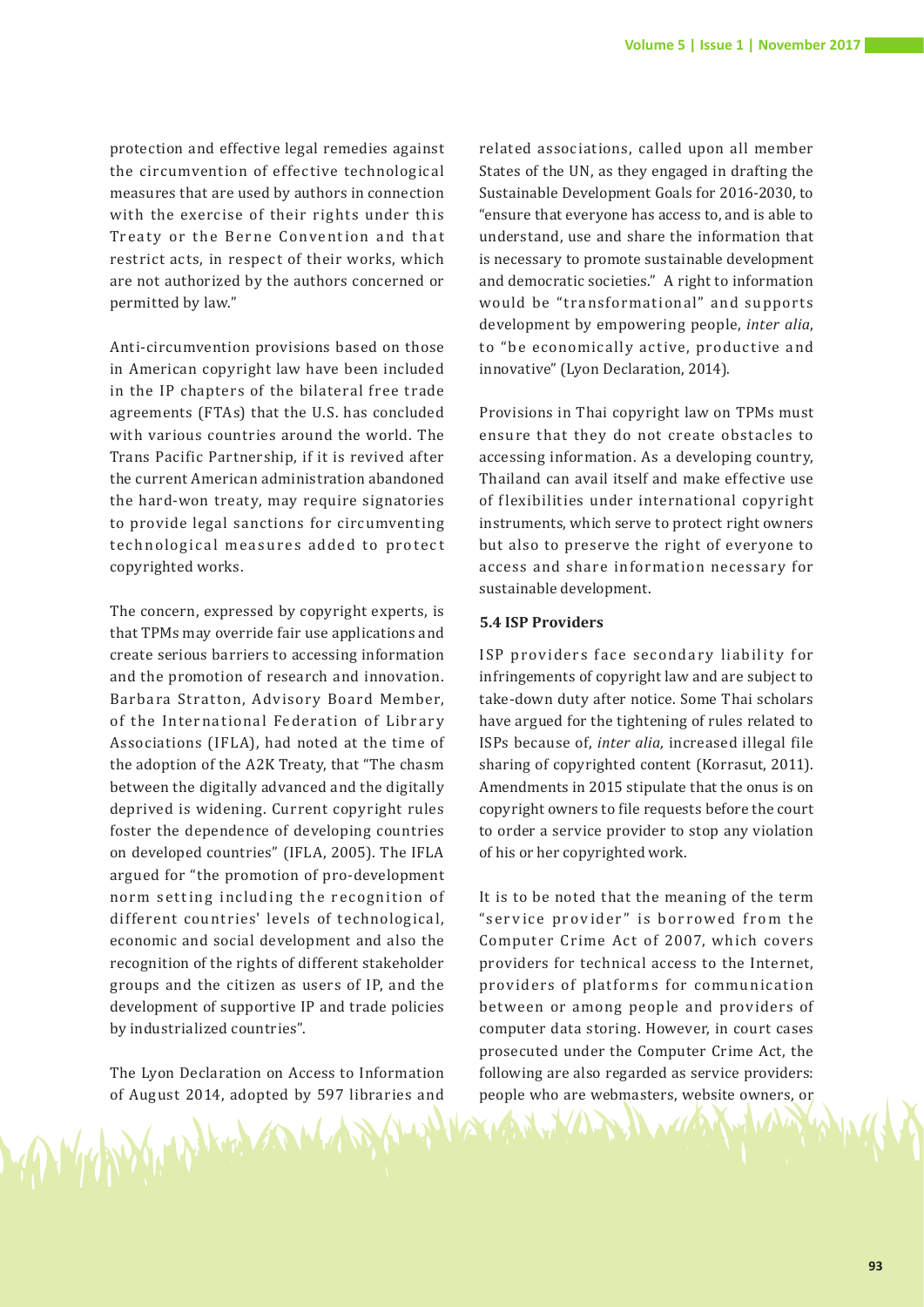protection and effective legal remedies against the circumvention of effective technological measures that are used by authors in connection with the exercise of their rights under this Treaty or the Berne Convention and that restrict acts, in respect of their works, which are not authorized by the authors concerned or permitted by law."

Anti-circumvention provisions based on those in American copyright law have been included in the IP chapters of the bilateral free trade agreements (FTAs) that the U.S. has concluded with various countries around the world. The Trans Pacific Partnership, if it is revived after the current American administration abandoned the hard-won treaty, may require signatories to provide legal sanctions for circumventing technological measures added to protect copyrighted works.

The concern, expressed by copyright experts, is that TPMs may override fair use applications and create serious barriers to accessing information and the promotion of research and innovation. Barbara Stratton, Advisory Board Member, of the International Federation of Library Associations (IFLA), had noted at the time of the adoption of the A2K Treaty, that "The chasm between the digitally advanced and the digitally deprived is widening. Current copyright rules foster the dependence of developing countries on developed countries" (IFLA, 2005). The IFLA argued for "the promotion of pro-development norm setting including the recognition of different countries' levels of technological, economic and social development and also the recognition of the rights of different stakeholder groups and the citizen as users of IP, and the development of supportive IP and trade policies by industrialized countries".

The Lyon Declaration on Access to Information of August 2014, adopted by 597 libraries and related associations, called upon all member States of the UN, as they engaged in drafting the Sustainable Development Goals for 2016-2030, to "ensure that everyone has access to, and is able to understand, use and share the information that is necessary to promote sustainable development and democratic societies." A right to information would be "transformational" and supports development by empowering people, *inter alia*, to "be economically active, productive and innovative" (Lyon Declaration, 2014).

Provisions in Thai copyright law on TPMs must ensure that they do not create obstacles to accessing information. As a developing country, Thailand can avail itself and make effective use of flexibilities under international copyright instruments, which serve to protect right owners but also to preserve the right of everyone to access and share information necessary for sustainable development.

### 5.4 ISP Providers

ISP providers face secondary liability for infringements of copyright law and are subject to take-down duty after notice. Some Thai scholars have argued for the tightening of rules related to ISPs because of, *inter alia*, increased illegal file sharing of copyrighted content (Korrasut, 2011). Amendments in 2015 stipulate that the onus is on copyright owners to file requests before the court to order a service provider to stop any violation of his or her copyrighted work.

It is to be noted that the meaning of the term "service provider" is borrowed from the Computer Crime Act of 2007, which covers providers for technical access to the Internet, providers of platforms for communication between or among people and providers of computer data storing. However, in court cases prosecuted under the Computer Crime Act, the following are also regarded as service providers: people who are webmasters, website owners, or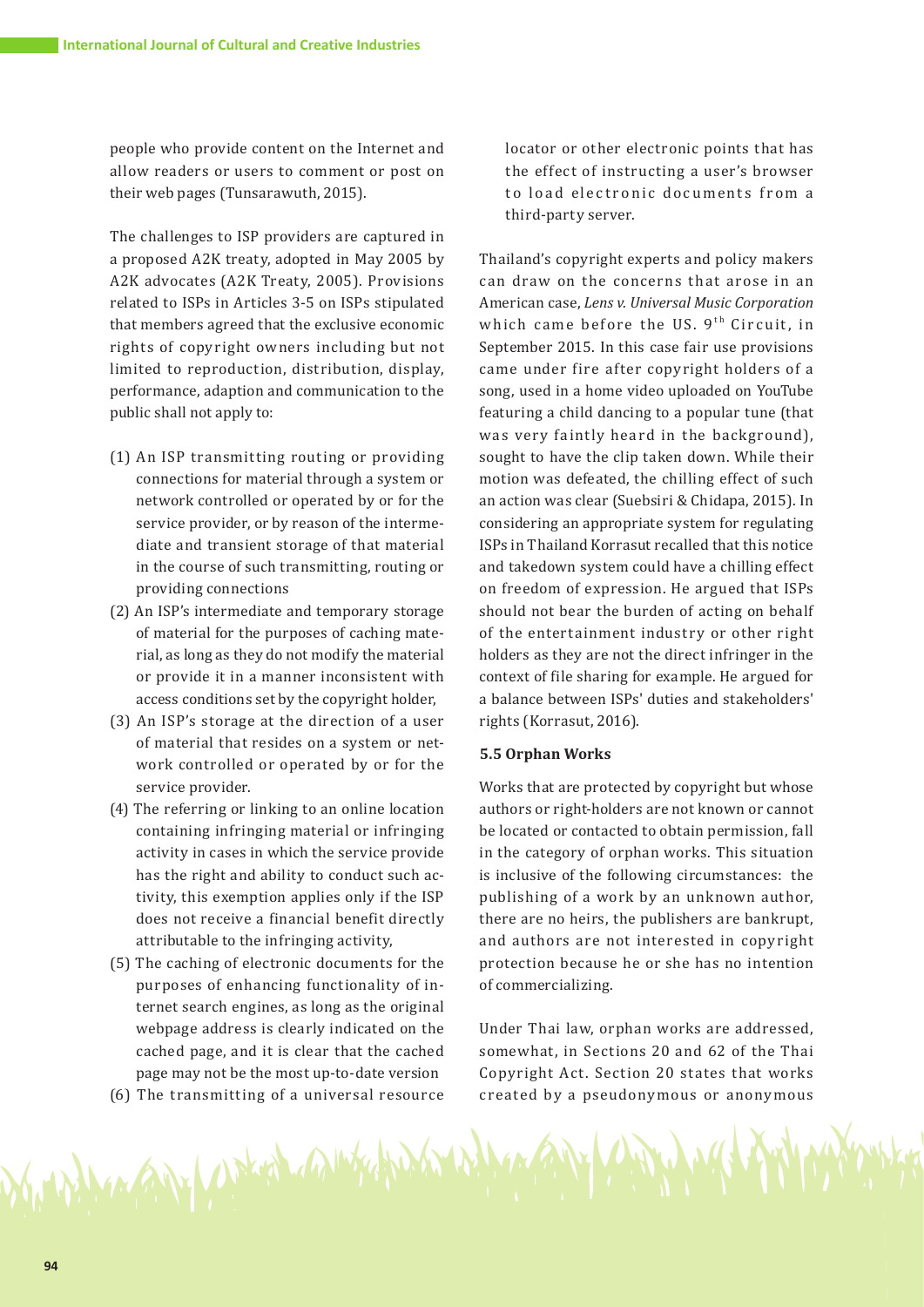people who provide content on the Internet and allow readers or users to comment or post on their web pages (Tunsarawuth, 2015).

The challenges to ISP providers are captured in a proposed A2K treaty, adopted in May 2005 by A2K advocates (A2K Treaty, 2005). Provisions related to ISPs in Articles 3-5 on ISPs stipulated that members agreed that the exclusive economic rights of copyright owners including but not limited to reproduction, distribution, display, performance, adaption and communication to the public shall not apply to:

(1) An ISP transmitting routing or providing connections for material through a system or network controlled or operated by or for the service provider, or by reason of the intermediate and transient storage of that material in the course of such transmitting, routing or providing connections
(2) An ISP's intermediate and temporary storage of material for the purposes of caching material, as long as they do not modify the material or provide it in a manner inconsistent with access conditions set by the copyright holder,
(3) An ISP's storage at the direction of a user of material that resides on a system or network controlled or operated by or for the service provider.
(4) The referring or linking to an online location containing infringing material or infringing activity in cases in which the service provide has the right and ability to conduct such activity, this exemption applies only if the ISP does not receive a financial benefit directly attributable to the infringing activity,
(5) The caching of electronic documents for the purposes of enhancing functionality of internet search engines, as long as the original webpage address is clearly indicated on the cached page, and it is clear that the cached page may not be the most up-to-date version
(6) The transmitting of a universal resource locator or other electronic points that has the effect of instructing a user's browser to load electronic documents from a third-party server.

Thailand's copyright experts and policy makers can draw on the concerns that arose in an American case, *Lens v. Universal Music Corporation* which came before the US. 9th Circuit, in September 2015. In this case fair use provisions came under fire after copyright holders of a song, used in a home video uploaded on YouTube featuring a child dancing to a popular tune (that was very faintly heard in the background), sought to have the clip taken down. While their motion was defeated, the chilling effect of such an action was clear (Suebsiri & Chidapa, 2015). In considering an appropriate system for regulating ISPs in Thailand Korrasut recalled that this notice and takedown system could have a chilling effect on freedom of expression. He argued that ISPs should not bear the burden of acting on behalf of the entertainment industry or other right holders as they are not the direct infringer in the context of file sharing for example. He argued for a balance between ISPs' duties and stakeholders' rights (Korrasut, 2016).

### 5.5 Orphan Works

Works that are protected by copyright but whose authors or right-holders are not known or cannot be located or contacted to obtain permission, fall in the category of orphan works. This situation is inclusive of the following circumstances: the publishing of a work by an unknown author, there are no heirs, the publishers are bankrupt, and authors are not interested in copyright protection because he or she has no intention of commercializing.

Under Thai law, orphan works are addressed, somewhat, in Sections 20 and 62 of the Thai Copyright Act. Section 20 states that works created by a pseudonymous or anonymous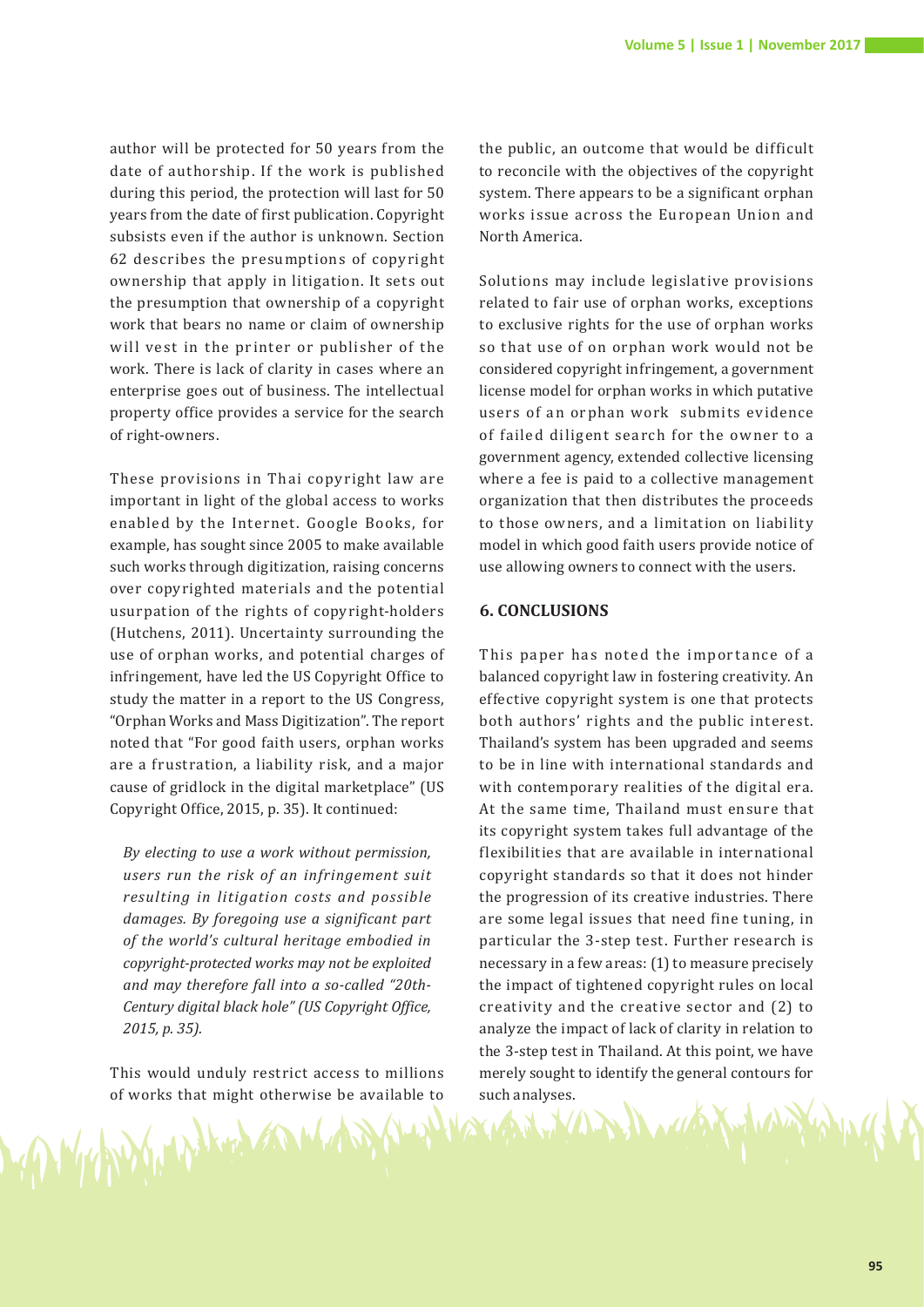author will be protected for 50 years from the date of authorship. If the work is published during this period, the protection will last for 50 years from the date of first publication. Copyright subsists even if the author is unknown. Section 62 describes the presumptions of copyright ownership that apply in litigation. It sets out the presumption that ownership of a copyright work that bears no name or claim of ownership will vest in the printer or publisher of the work. There is lack of clarity in cases where an enterprise goes out of business. The intellectual property office provides a service for the search of right-owners.

These provisions in Thai copyright law are important in light of the global access to works enabled by the Internet. Google Books, for example, has sought since 2005 to make available such works through digitization, raising concerns over copyrighted materials and the potential usurpation of the rights of copyright-holders (Hutchens, 2011). Uncertainty surrounding the use of orphan works, and potential charges of infringement, have led the US Copyright Office to study the matter in a report to the US Congress, "Orphan Works and Mass Digitization". The report noted that "For good faith users, orphan works are a frustration, a liability risk, and a major cause of gridlock in the digital marketplace" (US Copyright Office, 2015, p. 35). It continued:

> *By electing to use a work without permission, users run the risk of an infringement suit resulting in litigation costs and possible damages. By foregoing use a significant part of the world's cultural heritage embodied in copyright-protected works may not be exploited and may therefore fall into a so-called "20th-Century digital black hole" (US Copyright Office, 2015, p. 35).*

This would unduly restrict access to millions of works that might otherwise be available to the public, an outcome that would be difficult to reconcile with the objectives of the copyright system. There appears to be a significant orphan works issue across the European Union and North America.

Solutions may include legislative provisions related to fair use of orphan works, exceptions to exclusive rights for the use of orphan works so that use of on orphan work would not be considered copyright infringement, a government license model for orphan works in which putative users of an orphan work submits evidence of failed diligent search for the owner to a government agency, extended collective licensing where a fee is paid to a collective management organization that then distributes the proceeds to those owners, and a limitation on liability model in which good faith users provide notice of use allowing owners to connect with the users.

## 6. CONCLUSIONS

This paper has noted the importance of a balanced copyright law in fostering creativity. An effective copyright system is one that protects both authors' rights and the public interest. Thailand's system has been upgraded and seems to be in line with international standards and with contemporary realities of the digital era. At the same time, Thailand must ensure that its copyright system takes full advantage of the flexibilities that are available in international copyright standards so that it does not hinder the progression of its creative industries. There are some legal issues that need fine tuning, in particular the 3-step test. Further research is necessary in a few areas: (1) to measure precisely the impact of tightened copyright rules on local creativity and the creative sector and (2) to analyze the impact of lack of clarity in relation to the 3-step test in Thailand. At this point, we have merely sought to identify the general contours for such analyses.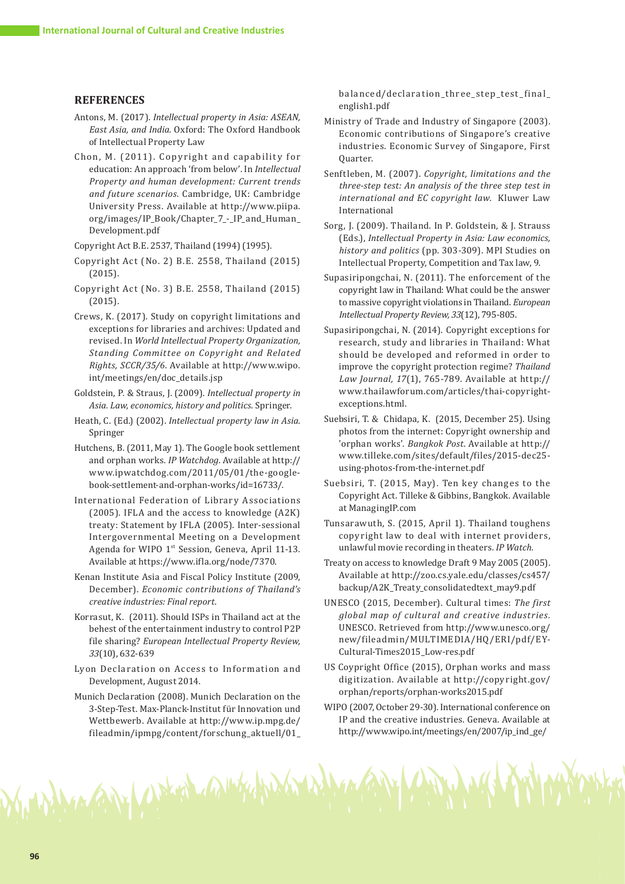## REFERENCES

Antons, M. (2017). *Intellectual property in Asia: ASEAN, East Asia, and India*. Oxford: The Oxford Handbook of Intellectual Property Law

Chon, M. (2011). Copyright and capability for education: An approach 'from below'. In *Intellectual Property and human development: Current trends and future scenarios*. Cambridge, UK: Cambridge University Press. Available at http://www.piipa.org/images/IP_Book/Chapter_7_-_IP_and_Human_Development.pdf

Copyright Act B.E. 2537, Thailand (1994) (1995).

Copyright Act (No. 2) B.E. 2558, Thailand (2015) (2015).

Copyright Act (No. 3) B.E. 2558, Thailand (2015) (2015).

Crews, K. (2017). Study on copyright limitations and exceptions for libraries and archives: Updated and revised. In *World Intellectual Property Organization, Standing Committee on Copyright and Related Rights, SCCR/35/6*. Available at http://www.wipo.int/meetings/en/doc_details.jsp

Goldstein, P. & Straus, J. (2009). *Intellectual property in Asia. Law, economics, history and politics*. Springer.

Heath, C. (Ed.) (2002). *Intellectual property law in Asia*. Springer

Hutchens, B. (2011, May 1). The Google book settlement and orphan works. *IP Watchdog*. Available at http://www.ipwatchdog.com/2011/05/01/the-google-book-settlement-and-orphan-works/id=16733/.

International Federation of Library Associations (2005). IFLA and the access to knowledge (A2K) treaty: Statement by IFLA (2005). Inter-sessional Intergovernmental Meeting on a Development Agenda for WIPO 1st Session, Geneva, April 11-13. Available at https://www.ifla.org/node/7370.

Kenan Institute Asia and Fiscal Policy Institute (2009, December). *Economic contributions of Thailand's creative industries: Final report*.

Korrasut, K. (2011). Should ISPs in Thailand act at the behest of the entertainment industry to control P2P file sharing? *European Intellectual Property Review, 33*(10), 632-639

Lyon Declaration on Access to Information and Development, August 2014.

Munich Declaration (2008). Munich Declaration on the 3-Step-Test. Max-Planck-Institut für Innovation und Wettbewerb. Available at http://www.ip.mpg.de/fileadmin/ipmpg/content/forschung_aktuell/01_balanced/declaration_three_step_test_final_english1.pdf

Ministry of Trade and Industry of Singapore (2003). Economic contributions of Singapore's creative industries. Economic Survey of Singapore, First Quarter.

Senftleben, M. (2007). *Copyright, limitations and the three-step test: An analysis of the three step test in international and EC copyright law*. Kluwer Law International

Sorg, J. (2009). Thailand. In P. Goldstein, & J. Strauss (Eds.), *Intellectual Property in Asia: Law economics, history and politics* (pp. 303-309). MPI Studies on Intellectual Property, Competition and Tax law, 9.

Supasiripongchai, N. (2011). The enforcement of the copyright law in Thailand: What could be the answer to massive copyright violations in Thailand. *European Intellectual Property Review, 33*(12), 795-805.

Supasiripongchai, N. (2014). Copyright exceptions for research, study and libraries in Thailand: What should be developed and reformed in order to improve the copyright protection regime? *Thailand Law Journal, 17*(1), 765-789. Available at http://www.thailawforum.com/articles/thai-copyright-exceptions.html.

Suebsiri, T. & Chidapa, K. (2015, December 25). Using photos from the internet: Copyright ownership and 'orphan works'. *Bangkok Post*. Available at http://www.tilleke.com/sites/default/files/2015-dec25-using-photos-from-the-internet.pdf

Suebsiri, T. (2015, May). Ten key changes to the Copyright Act. Tilleke & Gibbins, Bangkok. Available at ManagingIP.com

Tunsarawuth, S. (2015, April 1). Thailand toughens copyright law to deal with internet providers, unlawful movie recording in theaters. *IP Watch*.

Treaty on access to knowledge Draft 9 May 2005 (2005). Available at http://zoo.cs.yale.edu/classes/cs457/backup/A2K_Treaty_consolidatedtext_may9.pdf

UNESCO (2015, December). Cultural times: *The first global map of cultural and creative industries*. UNESCO. Retrieved from http://www.unesco.org/new/fileadmin/MULTIMEDIA/HQ/ERI/pdf/EY-Cultural-Times2015_Low-res.pdf

US Coypright Office (2015), Orphan works and mass digitization. Available at http://copyright.gov/orphan/reports/orphan-works2015.pdf

WIPO (2007, October 29-30). International conference on IP and the creative industries. Geneva. Available at http://www.wipo.int/meetings/en/2007/ip_ind_ge/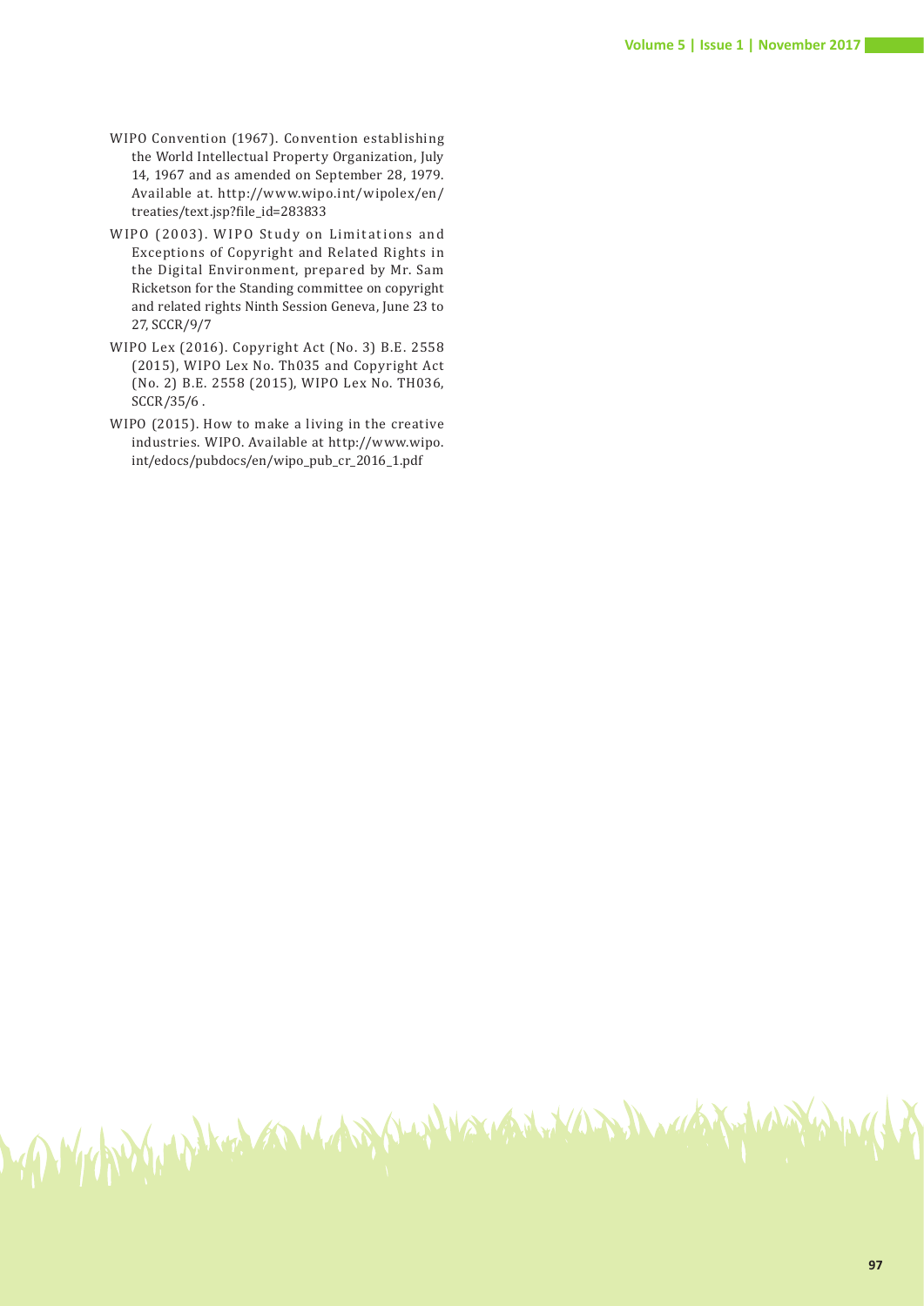WIPO Convention (1967). Convention establishing the World Intellectual Property Organization, July 14, 1967 and as amended on September 28, 1979. Available at. http://www.wipo.int/wipolex/en/treaties/text.jsp?file_id=283833

WIPO (2003). WIPO Study on Limitations and Exceptions of Copyright and Related Rights in the Digital Environment, prepared by Mr. Sam Ricketson for the Standing committee on copyright and related rights Ninth Session Geneva, June 23 to 27, SCCR/9/7

WIPO Lex (2016). Copyright Act (No. 3) B.E. 2558 (2015), WIPO Lex No. Th035 and Copyright Act (No. 2) B.E. 2558 (2015), WIPO Lex No. TH036, SCCR/35/6 .

WIPO (2015). How to make a living in the creative industries. WIPO. Available at http://www.wipo.int/edocs/pubdocs/en/wipo_pub_cr_2016_1.pdf